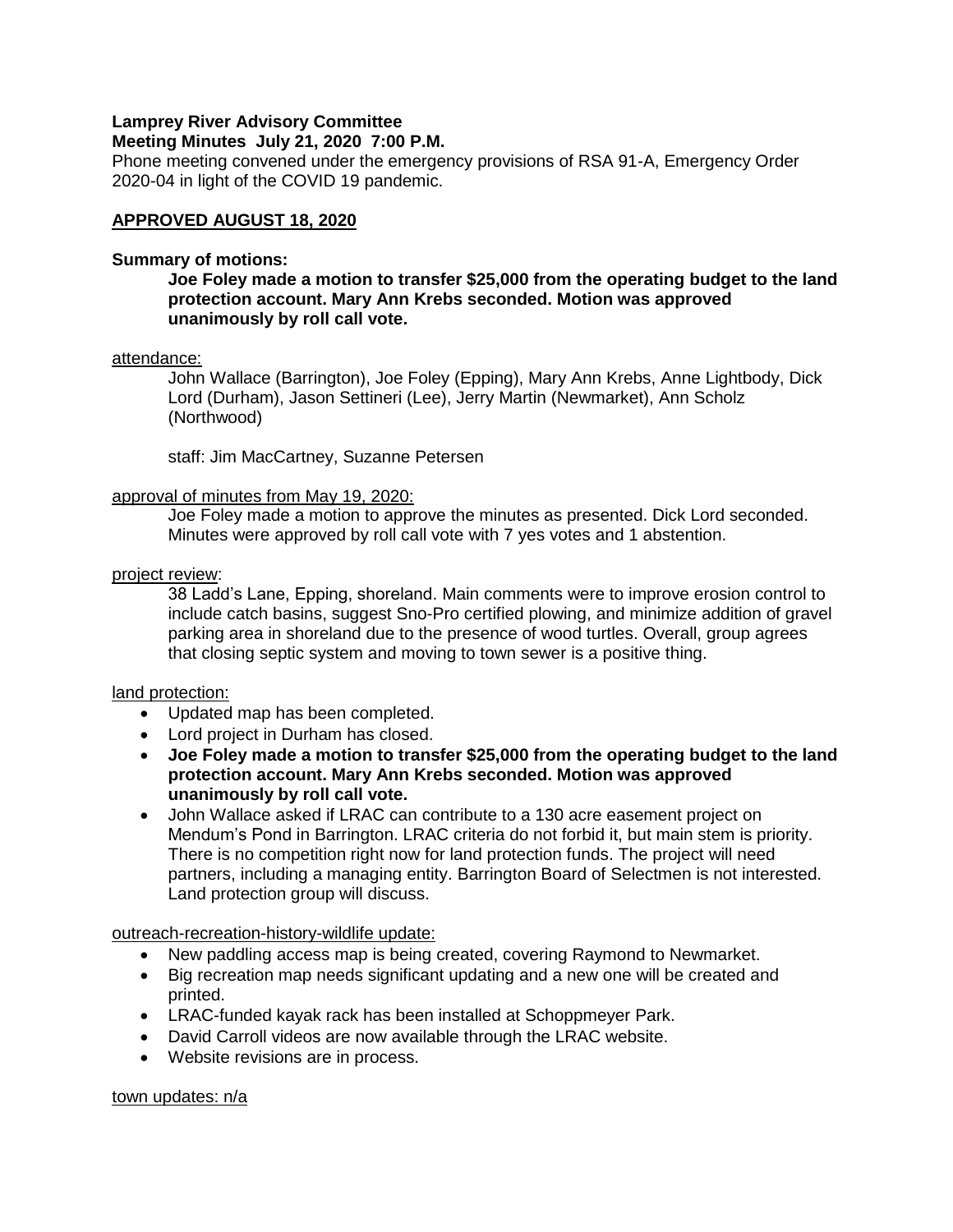**Lamprey River Advisory Committee**
**Meeting Minutes July 21, 2020 7:00 P.M.**

Phone meeting convened under the emergency provisions of RSA 91-A, Emergency Order 2020-04 in light of the COVID 19 pandemic.

**APPROVED AUGUST 18, 2020**

**Summary of motions:**

> **Joe Foley made a motion to transfer $25,000 from the operating budget to the land protection account. Mary Ann Krebs seconded. Motion was approved unanimously by roll call vote.**

attendance:

> John Wallace (Barrington), Joe Foley (Epping), Mary Ann Krebs, Anne Lightbody, Dick Lord (Durham), Jason Settineri (Lee), Jerry Martin (Newmarket), Ann Scholz (Northwood)
>
> staff: Jim MacCartney, Suzanne Petersen

approval of minutes from May 19, 2020:

> Joe Foley made a motion to approve the minutes as presented. Dick Lord seconded. Minutes were approved by roll call vote with 7 yes votes and 1 abstention.

project review:

> 38 Ladd's Lane, Epping, shoreland. Main comments were to improve erosion control to include catch basins, suggest Sno-Pro certified plowing, and minimize addition of gravel parking area in shoreland due to the presence of wood turtles. Overall, group agrees that closing septic system and moving to town sewer is a positive thing.

land protection:

- Updated map has been completed.
- Lord project in Durham has closed.
- **Joe Foley made a motion to transfer $25,000 from the operating budget to the land protection account. Mary Ann Krebs seconded. Motion was approved unanimously by roll call vote.**
- John Wallace asked if LRAC can contribute to a 130 acre easement project on Mendum's Pond in Barrington. LRAC criteria do not forbid it, but main stem is priority. There is no competition right now for land protection funds. The project will need partners, including a managing entity. Barrington Board of Selectmen is not interested. Land protection group will discuss.

outreach-recreation-history-wildlife update:

- New paddling access map is being created, covering Raymond to Newmarket.
- Big recreation map needs significant updating and a new one will be created and printed.
- LRAC-funded kayak rack has been installed at Schoppmeyer Park.
- David Carroll videos are now available through the LRAC website.
- Website revisions are in process.

town updates: n/a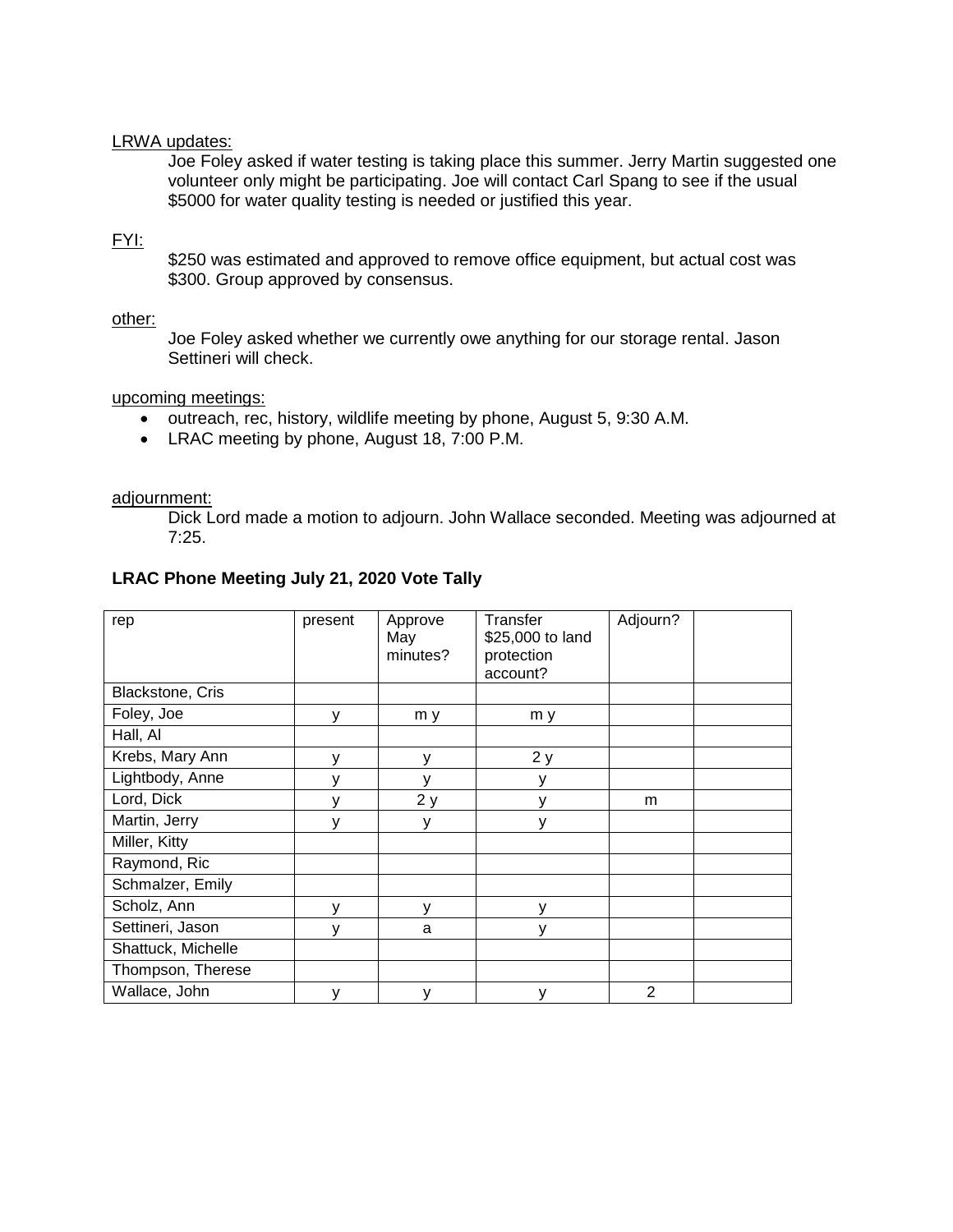LRWA updates:

Joe Foley asked if water testing is taking place this summer. Jerry Martin suggested one volunteer only might be participating. Joe will contact Carl Spang to see if the usual $5000 for water quality testing is needed or justified this year.

FYI:

$250 was estimated and approved to remove office equipment, but actual cost was $300. Group approved by consensus.

other:

Joe Foley asked whether we currently owe anything for our storage rental. Jason Settineri will check.

upcoming meetings:

- outreach, rec, history, wildlife meeting by phone, August 5, 9:30 A.M.
- LRAC meeting by phone, August 18, 7:00 P.M.

adjournment:

Dick Lord made a motion to adjourn. John Wallace seconded. Meeting was adjourned at 7:25.

**LRAC Phone Meeting July 21, 2020 Vote Tally**

| rep | present | Approve May minutes? | Transfer $25,000 to land protection account? | Adjourn? | |
|---|---|---|---|---|---|
| Blackstone, Cris | | | | | |
| Foley, Joe | y | m y | m y | | |
| Hall, Al | | | | | |
| Krebs, Mary Ann | y | y | 2 y | | |
| Lightbody, Anne | y | y | y | | |
| Lord, Dick | y | 2 y | y | m | |
| Martin, Jerry | y | y | y | | |
| Miller, Kitty | | | | | |
| Raymond, Ric | | | | | |
| Schmalzer, Emily | | | | | |
| Scholz, Ann | y | y | y | | |
| Settineri, Jason | y | a | y | | |
| Shattuck, Michelle | | | | | |
| Thompson, Therese | | | | | |
| Wallace, John | y | y | y | 2 | |